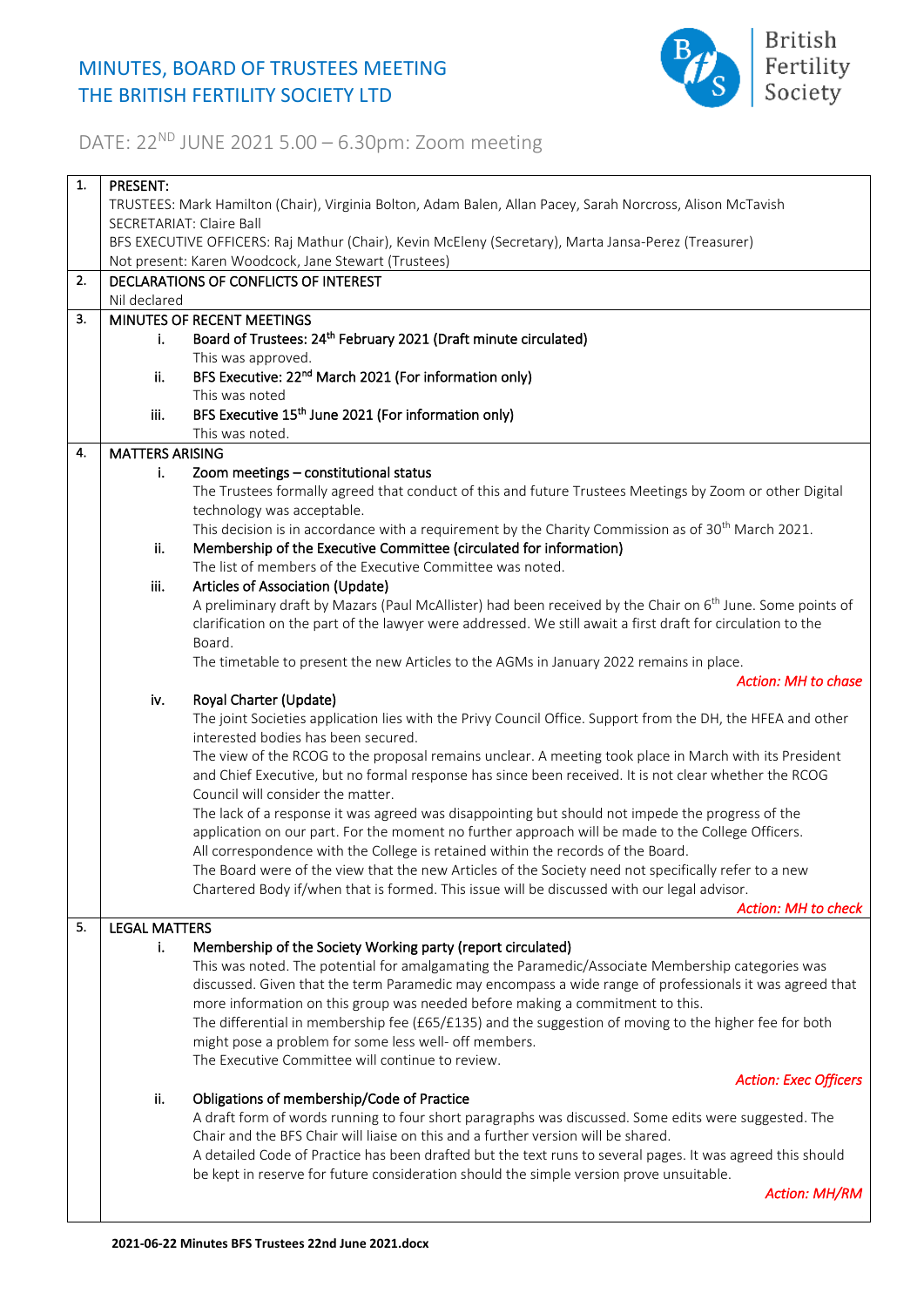# MINUTES, BOARD OF TRUSTEES MEETING
# THE BRITISH FERTILITY SOCIETY LTD

British Fertility Society

## DATE: 22ND JUNE 2021 5.00 – 6.30pm: Zoom meeting

| | |
|---|---|
| 1. | **PRESENT:**<br>TRUSTEES: Mark Hamilton (Chair), Virginia Bolton, Adam Balen, Allan Pacey, Sarah Norcross, Alison McTavish<br>SECRETARIAT: Claire Ball<br>BFS EXECUTIVE OFFICERS: Raj Mathur (Chair), Kevin McEleny (Secretary), Marta Jansa-Perez (Treasurer)<br>Not present: Karen Woodcock, Jane Stewart (Trustees) |
| 2. | **DECLARATIONS OF CONFLICTS OF INTEREST**<br>Nil declared |
| 3. | **MINUTES OF RECENT MEETINGS**<br>i. **Board of Trustees: 24th February 2021 (Draft minute circulated)**<br>This was approved.<br>ii. **BFS Executive: 22nd March 2021 (For information only)**<br>This was noted<br>iii. **BFS Executive 15th June 2021 (For information only)**<br>This was noted. |
| 4. | **MATTERS ARISING**<br>i. **Zoom meetings – constitutional status**<br>The Trustees formally agreed that conduct of this and future Trustees Meetings by Zoom or other Digital technology was acceptable.<br>This decision is in accordance with a requirement by the Charity Commission as of 30th March 2021.<br>ii. **Membership of the Executive Committee (circulated for information)**<br>The list of members of the Executive Committee was noted.<br>iii. **Articles of Association (Update)**<br>A preliminary draft by Mazars (Paul McAllister) had been received by the Chair on 6th June. Some points of clarification on the part of the lawyer were addressed. We still await a first draft for circulation to the Board.<br>The timetable to present the new Articles to the AGMs in January 2022 remains in place.<br>*Action: MH to chase*<br>iv. **Royal Charter (Update)**<br>The joint Societies application lies with the Privy Council Office. Support from the DH, the HFEA and other interested bodies has been secured.<br>The view of the RCOG to the proposal remains unclear. A meeting took place in March with its President and Chief Executive, but no formal response has since been received. It is not clear whether the RCOG Council will consider the matter.<br>The lack of a response it was agreed was disappointing but should not impede the progress of the application on our part. For the moment no further approach will be made to the College Officers.<br>All correspondence with the College is retained within the records of the Board.<br>The Board were of the view that the new Articles of the Society need not specifically refer to a new Chartered Body if/when that is formed. This issue will be discussed with our legal advisor.<br>*Action: MH to check* |
| 5. | **LEGAL MATTERS**<br>i. **Membership of the Society Working party (report circulated)**<br>This was noted. The potential for amalgamating the Paramedic/Associate Membership categories was discussed. Given that the term Paramedic may encompass a wide range of professionals it was agreed that more information on this group was needed before making a commitment to this.<br>The differential in membership fee (£65/£135) and the suggestion of moving to the higher fee for both might pose a problem for some less well- off members.<br>The Executive Committee will continue to review.<br>*Action: Exec Officers*<br>ii. **Obligations of membership/Code of Practice**<br>A draft form of words running to four short paragraphs was discussed. Some edits were suggested. The Chair and the BFS Chair will liaise on this and a further version will be shared.<br>A detailed Code of Practice has been drafted but the text runs to several pages. It was agreed this should be kept in reserve for future consideration should the simple version prove unsuitable.<br>*Action: MH/RM* |

2021-06-22 Minutes BFS Trustees 22nd June 2021.docx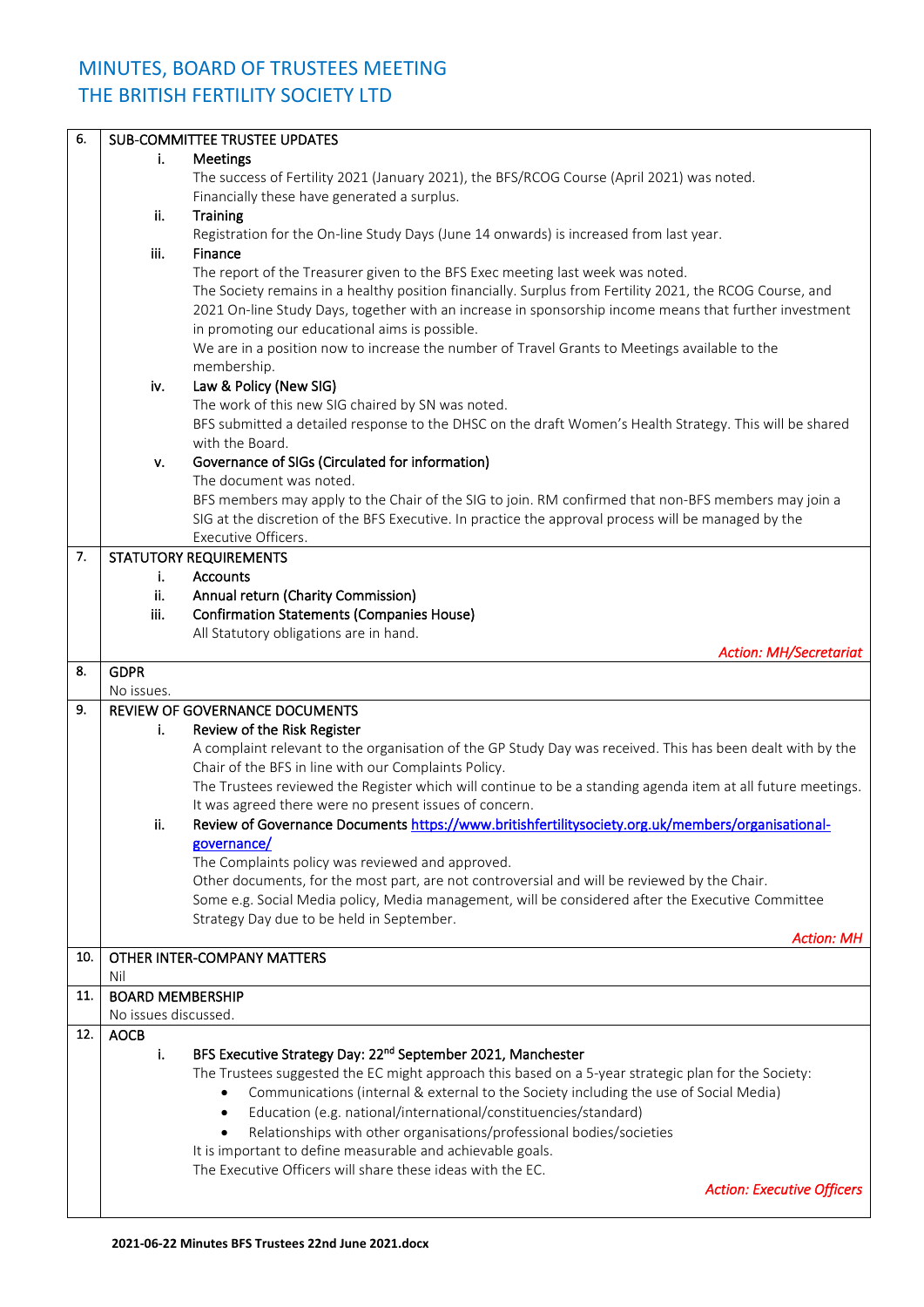# MINUTES, BOARD OF TRUSTEES MEETING
# THE BRITISH FERTILITY SOCIETY LTD

**6. SUB-COMMITTEE TRUSTEE UPDATES**

i. **Meetings**
The success of Fertility 2021 (January 2021), the BFS/RCOG Course (April 2021) was noted. Financially these have generated a surplus.

ii. **Training**
Registration for the On-line Study Days (June 14 onwards) is increased from last year.

iii. **Finance**
The report of the Treasurer given to the BFS Exec meeting last week was noted.
The Society remains in a healthy position financially. Surplus from Fertility 2021, the RCOG Course, and 2021 On-line Study Days, together with an increase in sponsorship income means that further investment in promoting our educational aims is possible.
We are in a position now to increase the number of Travel Grants to Meetings available to the membership.

iv. **Law & Policy (New SIG)**
The work of this new SIG chaired by SN was noted.
BFS submitted a detailed response to the DHSC on the draft Women's Health Strategy. This will be shared with the Board.

v. **Governance of SIGs (Circulated for information)**
The document was noted.
BFS members may apply to the Chair of the SIG to join. RM confirmed that non-BFS members may join a SIG at the discretion of the BFS Executive. In practice the approval process will be managed by the Executive Officers.

**7. STATUTORY REQUIREMENTS**

i. **Accounts**

ii. **Annual return (Charity Commission)**

iii. **Confirmation Statements (Companies House)**
All Statutory obligations are in hand.

*Action: MH/Secretariat*

**8. GDPR**

No issues.

**9. REVIEW OF GOVERNANCE DOCUMENTS**

i. **Review of the Risk Register**
A complaint relevant to the organisation of the GP Study Day was received. This has been dealt with by the Chair of the BFS in line with our Complaints Policy.
The Trustees reviewed the Register which will continue to be a standing agenda item at all future meetings.
It was agreed there were no present issues of concern.

ii. **Review of Governance Documents** https://www.britishfertilitysociety.org.uk/members/organisational-governance/
The Complaints policy was reviewed and approved.
Other documents, for the most part, are not controversial and will be reviewed by the Chair.
Some e.g. Social Media policy, Media management, will be considered after the Executive Committee Strategy Day due to be held in September.

*Action: MH*

**10. OTHER INTER-COMPANY MATTERS**

Nil

**11. BOARD MEMBERSHIP**

No issues discussed.

**12. AOCB**

i. **BFS Executive Strategy Day: 22nd September 2021, Manchester**
The Trustees suggested the EC might approach this based on a 5-year strategic plan for the Society:
- Communications (internal & external to the Society including the use of Social Media)
- Education (e.g. national/international/constituencies/standard)
- Relationships with other organisations/professional bodies/societies

It is important to define measurable and achievable goals.
The Executive Officers will share these ideas with the EC.

*Action: Executive Officers*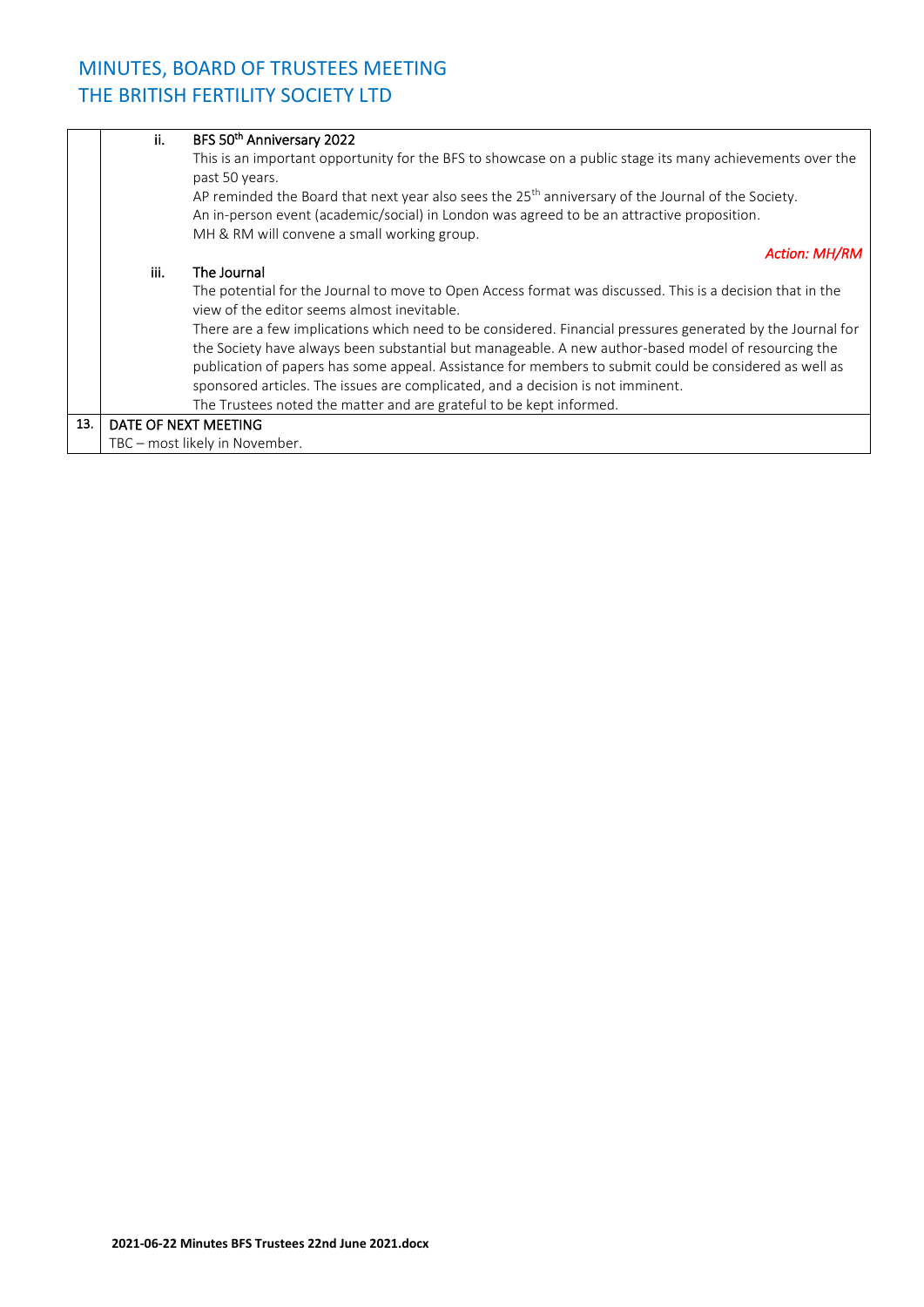| | | |
|---|---|---|
| | ii. | **BFS 50th Anniversary 2022**<br>This is an important opportunity for the BFS to showcase on a public stage its many achievements over the past 50 years.<br>AP reminded the Board that next year also sees the 25th anniversary of the Journal of the Society.<br>An in-person event (academic/social) in London was agreed to be an attractive proposition.<br>MH & RM will convene a small working group.<br>*Action: MH/RM* |
| | iii. | **The Journal**<br>The potential for the Journal to move to Open Access format was discussed. This is a decision that in the view of the editor seems almost inevitable.<br>There are a few implications which need to be considered. Financial pressures generated by the Journal for the Society have always been substantial but manageable. A new author-based model of resourcing the publication of papers has some appeal. Assistance for members to submit could be considered as well as sponsored articles. The issues are complicated, and a decision is not imminent.<br>The Trustees noted the matter and are grateful to be kept informed. |
| 13. | **DATE OF NEXT MEETING**<br>TBC – most likely in November. | |